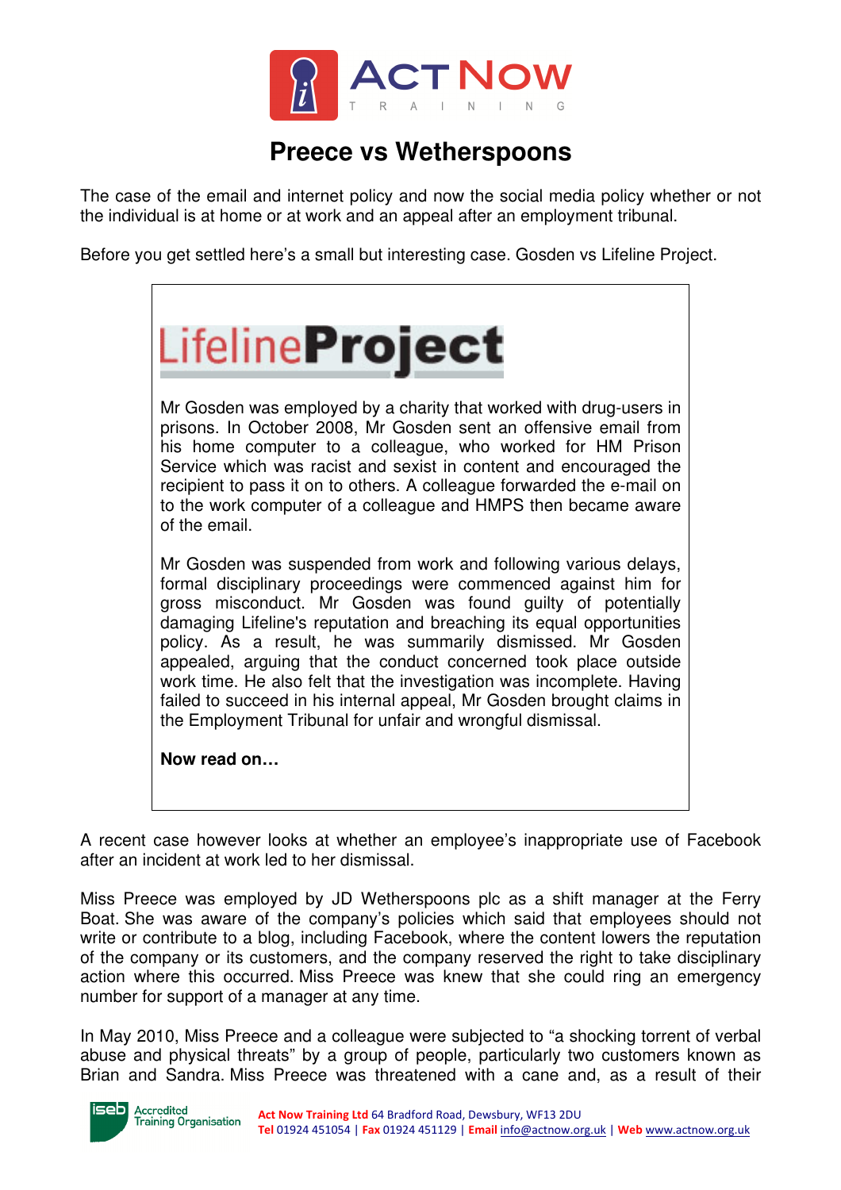# Preece vs Wetherspoons

The case of the email and internet policy and now the social media policy whether or not the individual is at home or at work and an appeal after an employment tribunal.

Before you get settled here's a small but interesting case. Gosden vs Lifeline Project.

> **LifelineProject**
>
> Mr Gosden was employed by a charity that worked with drug-users in prisons. In October 2008, Mr Gosden sent an offensive email from his home computer to a colleague, who worked for HM Prison Service which was racist and sexist in content and encouraged the recipient to pass it on to others. A colleague forwarded the e-mail on to the work computer of a colleague and HMPS then became aware of the email.
>
> Mr Gosden was suspended from work and following various delays, formal disciplinary proceedings were commenced against him for gross misconduct. Mr Gosden was found guilty of potentially damaging Lifeline's reputation and breaching its equal opportunities policy. As a result, he was summarily dismissed. Mr Gosden appealed, arguing that the conduct concerned took place outside work time. He also felt that the investigation was incomplete. Having failed to succeed in his internal appeal, Mr Gosden brought claims in the Employment Tribunal for unfair and wrongful dismissal.
>
> **Now read on…**

A recent case however looks at whether an employee's inappropriate use of Facebook after an incident at work led to her dismissal.

Miss Preece was employed by JD Wetherspoons plc as a shift manager at the Ferry Boat. She was aware of the company's policies which said that employees should not write or contribute to a blog, including Facebook, where the content lowers the reputation of the company or its customers, and the company reserved the right to take disciplinary action where this occurred. Miss Preece was knew that she could ring an emergency number for support of a manager at any time.

In May 2010, Miss Preece and a colleague were subjected to "a shocking torrent of verbal abuse and physical threats" by a group of people, particularly two customers known as Brian and Sandra. Miss Preece was threatened with a cane and, as a result of their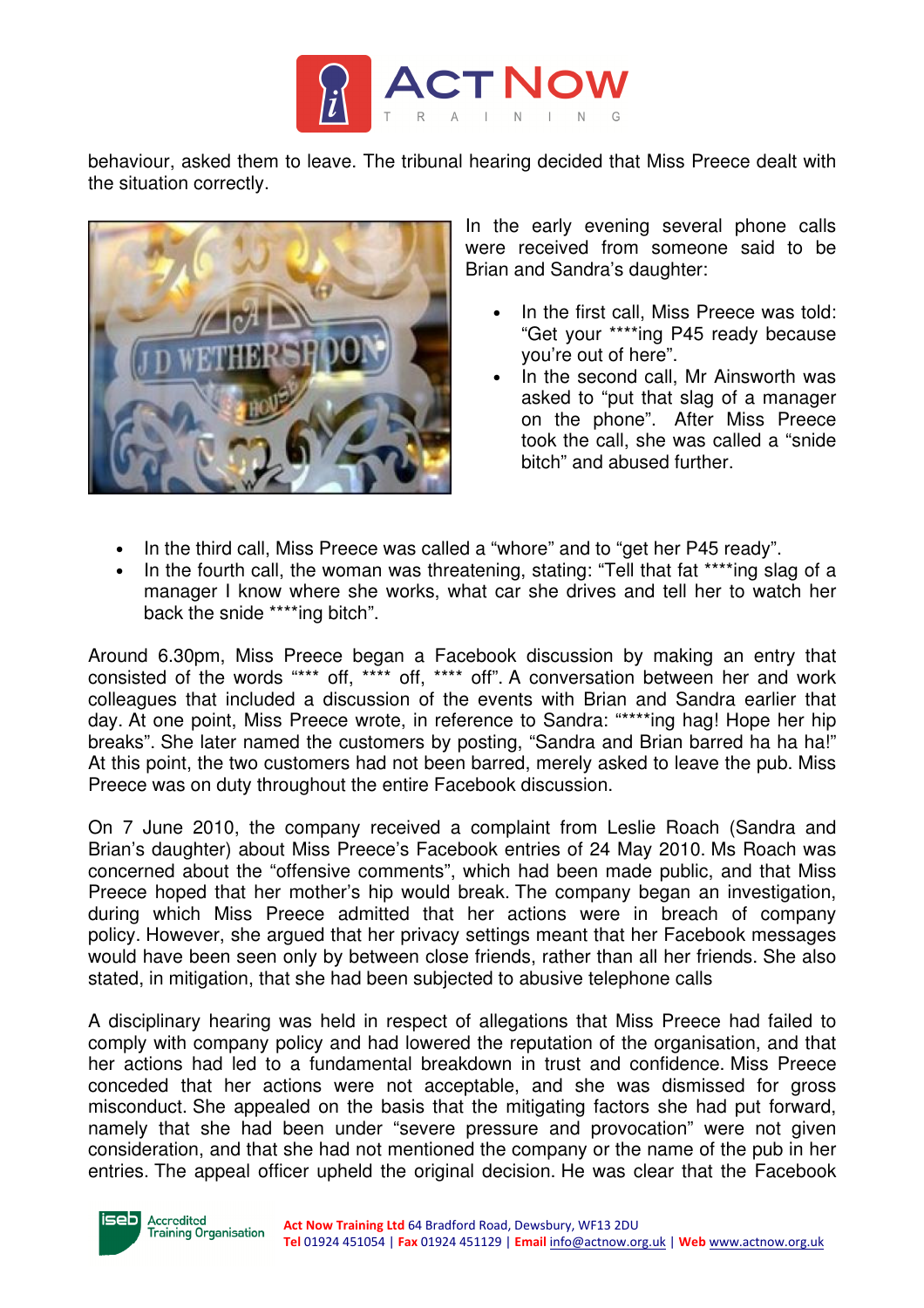behaviour, asked them to leave. The tribunal hearing decided that Miss Preece dealt with the situation correctly.

In the early evening several phone calls were received from someone said to be Brian and Sandra's daughter:

- In the first call, Miss Preece was told: "Get your ****ing P45 ready because you're out of here".
- In the second call, Mr Ainsworth was asked to "put that slag of a manager on the phone". After Miss Preece took the call, she was called a "snide bitch" and abused further.
- In the third call, Miss Preece was called a "whore" and to "get her P45 ready".
- In the fourth call, the woman was threatening, stating: "Tell that fat ****ing slag of a manager I know where she works, what car she drives and tell her to watch her back the snide ****ing bitch".

Around 6.30pm, Miss Preece began a Facebook discussion by making an entry that consisted of the words "*** off, **** off, **** off". A conversation between her and work colleagues that included a discussion of the events with Brian and Sandra earlier that day. At one point, Miss Preece wrote, in reference to Sandra: "****ing hag! Hope her hip breaks". She later named the customers by posting, "Sandra and Brian barred ha ha ha!" At this point, the two customers had not been barred, merely asked to leave the pub. Miss Preece was on duty throughout the entire Facebook discussion.

On 7 June 2010, the company received a complaint from Leslie Roach (Sandra and Brian's daughter) about Miss Preece's Facebook entries of 24 May 2010. Ms Roach was concerned about the "offensive comments", which had been made public, and that Miss Preece hoped that her mother's hip would break. The company began an investigation, during which Miss Preece admitted that her actions were in breach of company policy. However, she argued that her privacy settings meant that her Facebook messages would have been seen only by between close friends, rather than all her friends. She also stated, in mitigation, that she had been subjected to abusive telephone calls

A disciplinary hearing was held in respect of allegations that Miss Preece had failed to comply with company policy and had lowered the reputation of the organisation, and that her actions had led to a fundamental breakdown in trust and confidence. Miss Preece conceded that her actions were not acceptable, and she was dismissed for gross misconduct. She appealed on the basis that the mitigating factors she had put forward, namely that she had been under "severe pressure and provocation" were not given consideration, and that she had not mentioned the company or the name of the pub in her entries. The appeal officer upheld the original decision. He was clear that the Facebook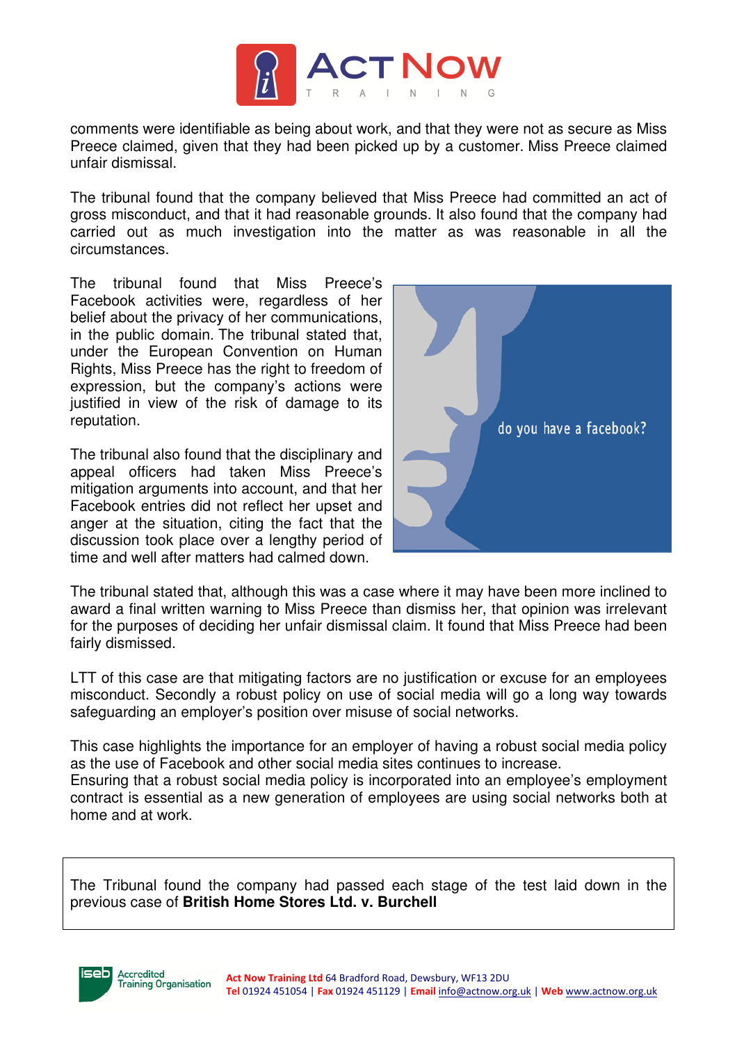comments were identifiable as being about work, and that they were not as secure as Miss Preece claimed, given that they had been picked up by a customer. Miss Preece claimed unfair dismissal.

The tribunal found that the company believed that Miss Preece had committed an act of gross misconduct, and that it had reasonable grounds. It also found that the company had carried out as much investigation into the matter as was reasonable in all the circumstances.

The tribunal found that Miss Preece's Facebook activities were, regardless of her belief about the privacy of her communications, in the public domain. The tribunal stated that, under the European Convention on Human Rights, Miss Preece has the right to freedom of expression, but the company's actions were justified in view of the risk of damage to its reputation.

The tribunal also found that the disciplinary and appeal officers had taken Miss Preece's mitigation arguments into account, and that her Facebook entries did not reflect her upset and anger at the situation, citing the fact that the discussion took place over a lengthy period of time and well after matters had calmed down.

The tribunal stated that, although this was a case where it may have been more inclined to award a final written warning to Miss Preece than dismiss her, that opinion was irrelevant for the purposes of deciding her unfair dismissal claim. It found that Miss Preece had been fairly dismissed.

LTT of this case are that mitigating factors are no justification or excuse for an employees misconduct. Secondly a robust policy on use of social media will go a long way towards safeguarding an employer's position over misuse of social networks.

This case highlights the importance for an employer of having a robust social media policy as the use of Facebook and other social media sites continues to increase.
Ensuring that a robust social media policy is incorporated into an employee's employment contract is essential as a new generation of employees are using social networks both at home and at work.

The Tribunal found the company had passed each stage of the test laid down in the previous case of **British Home Stores Ltd. v. Burchell**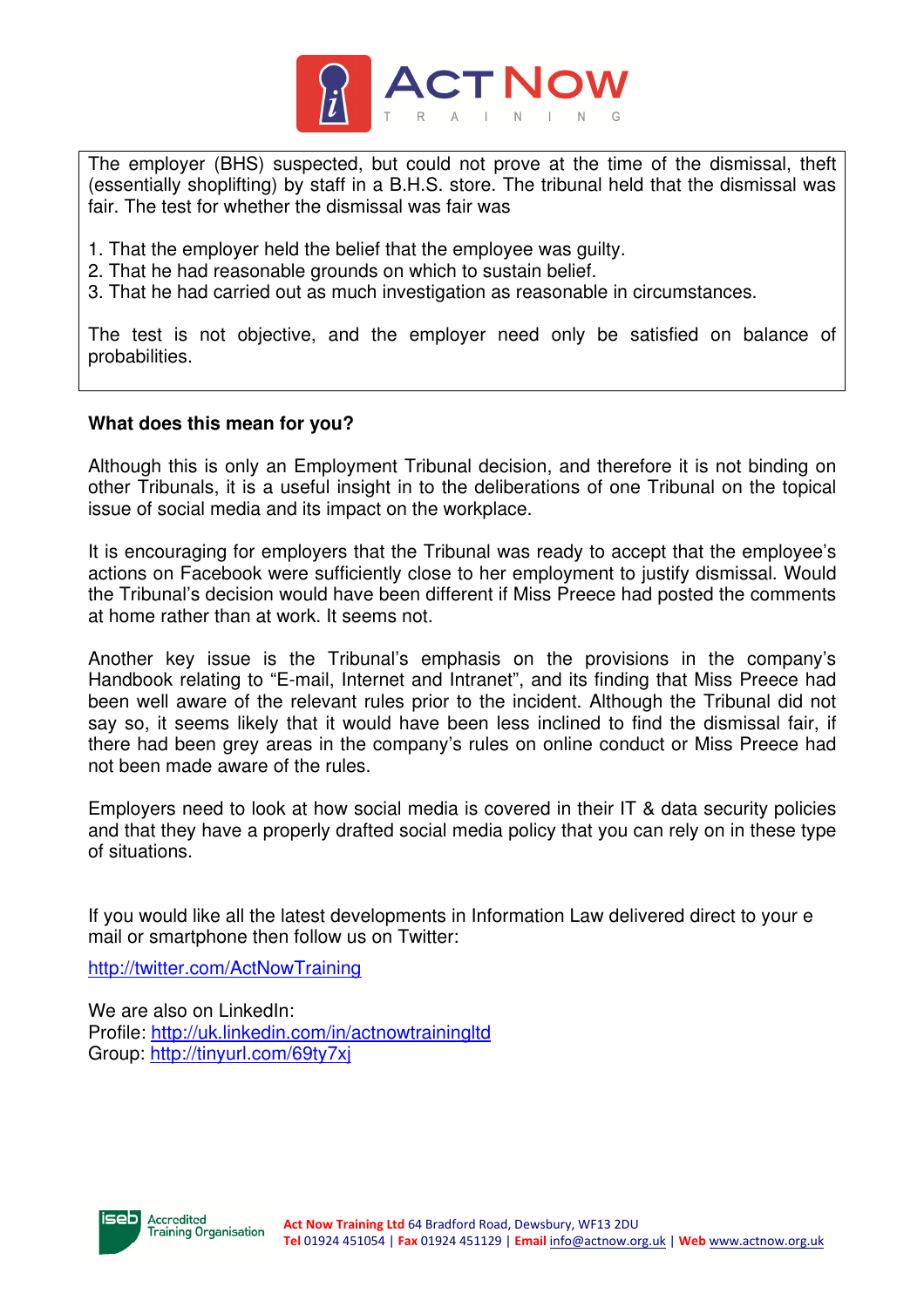The employer (BHS) suspected, but could not prove at the time of the dismissal, theft (essentially shoplifting) by staff in a B.H.S. store. The tribunal held that the dismissal was fair. The test for whether the dismissal was fair was

1. That the employer held the belief that the employee was guilty.
2. That he had reasonable grounds on which to sustain belief.
3. That he had carried out as much investigation as reasonable in circumstances.

The test is not objective, and the employer need only be satisfied on balance of probabilities.

**What does this mean for you?**

Although this is only an Employment Tribunal decision, and therefore it is not binding on other Tribunals, it is a useful insight in to the deliberations of one Tribunal on the topical issue of social media and its impact on the workplace.

It is encouraging for employers that the Tribunal was ready to accept that the employee's actions on Facebook were sufficiently close to her employment to justify dismissal. Would the Tribunal's decision would have been different if Miss Preece had posted the comments at home rather than at work. It seems not.

Another key issue is the Tribunal's emphasis on the provisions in the company's Handbook relating to "E-mail, Internet and Intranet", and its finding that Miss Preece had been well aware of the relevant rules prior to the incident. Although the Tribunal did not say so, it seems likely that it would have been less inclined to find the dismissal fair, if there had been grey areas in the company's rules on online conduct or Miss Preece had not been made aware of the rules.

Employers need to look at how social media is covered in their IT & data security policies and that they have a properly drafted social media policy that you can rely on in these type of situations.

If you would like all the latest developments in Information Law delivered direct to your e mail or smartphone then follow us on Twitter:

http://twitter.com/ActNowTraining

We are also on LinkedIn:
Profile: http://uk.linkedin.com/in/actnowtrainingltd
Group: http://tinyurl.com/69ty7xj